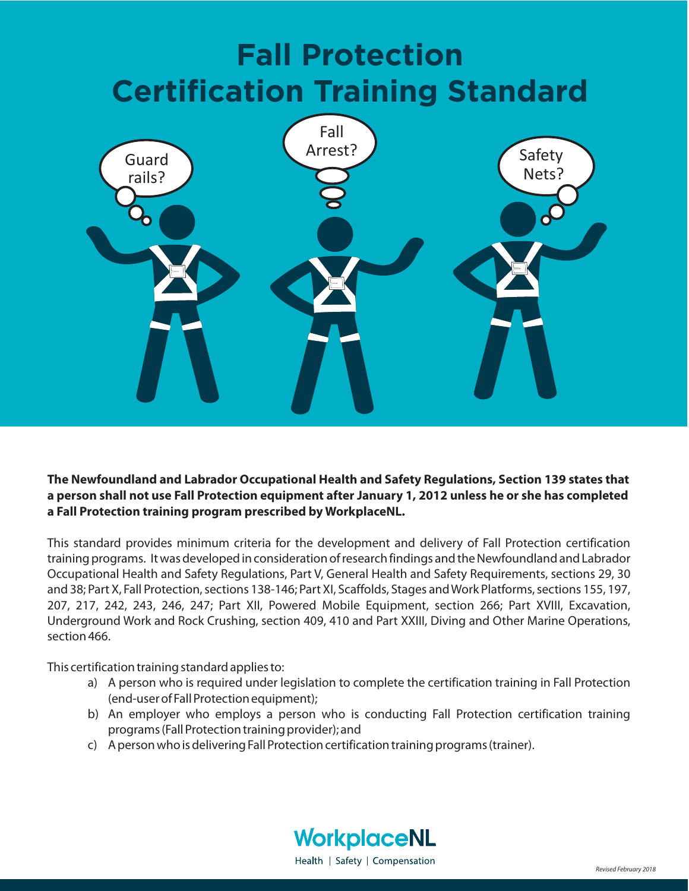# Fall Protection Certification Training Standard

**The Newfoundland and Labrador Occupational Health and Safety Regulations, Section 139 states that a person shall not use Fall Protection equipment after January 1, 2012 unless he or she has completed a Fall Protection training program prescribed by WorkplaceNL.**

This standard provides minimum criteria for the development and delivery of Fall Protection certification training programs. It was developed in consideration of research findings and the Newfoundland and Labrador Occupational Health and Safety Regulations, Part V, General Health and Safety Requirements, sections 29, 30 and 38; Part X, Fall Protection, sections 138-146; Part XI, Scaffolds, Stages and Work Platforms, sections 155, 197, 207, 217, 242, 243, 246, 247; Part XII, Powered Mobile Equipment, section 266; Part XVIII, Excavation, Underground Work and Rock Crushing, section 409, 410 and Part XXIII, Diving and Other Marine Operations, section 466.

This certification training standard applies to:

a) A person who is required under legislation to complete the certification training in Fall Protection (end-user of Fall Protection equipment);
b) An employer who employs a person who is conducting Fall Protection certification training programs (Fall Protection training provider); and
c) A person who is delivering Fall Protection certification training programs (trainer).

WorkplaceNL
Health | Safety | Compensation

*Revised February 2018*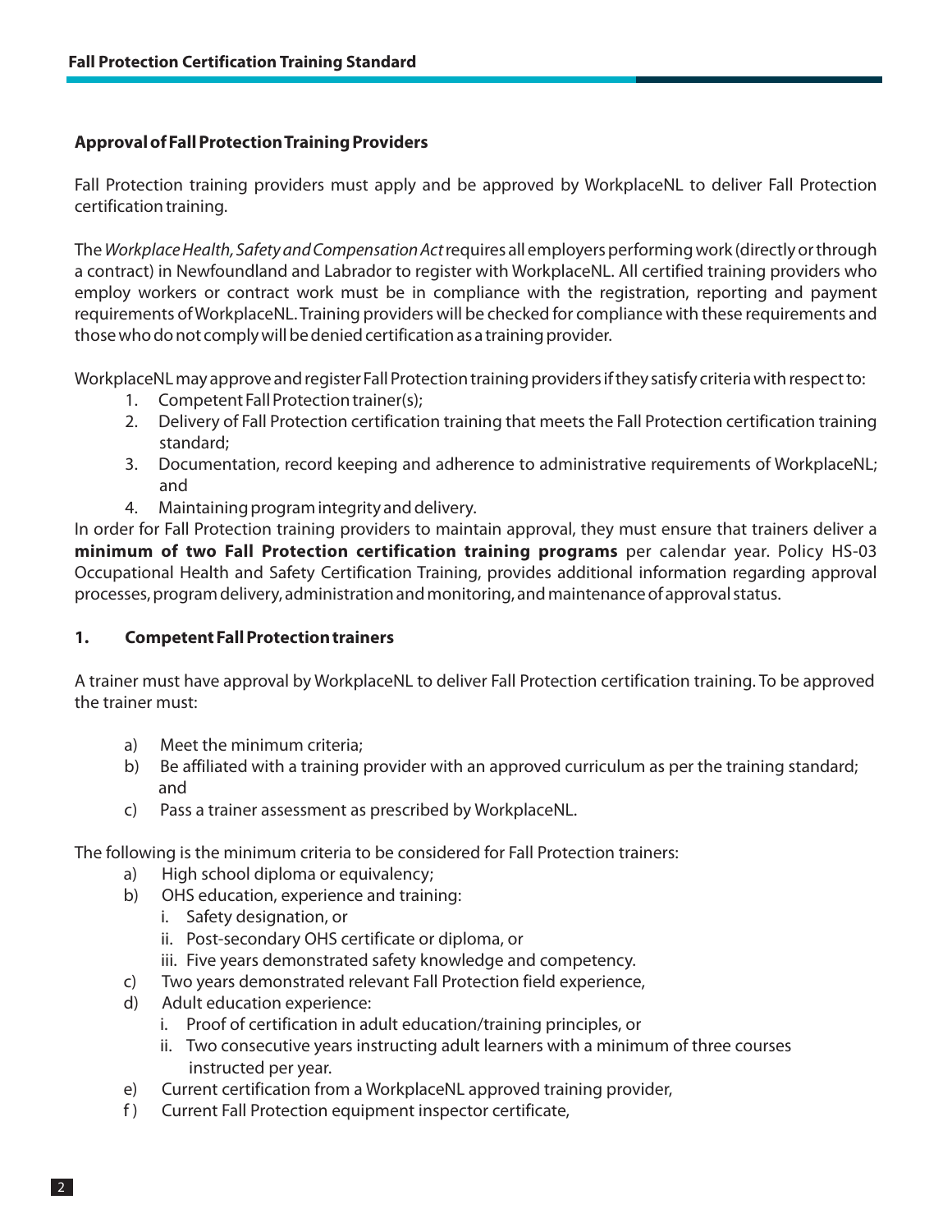## Approval of Fall Protection Training Providers

Fall Protection training providers must apply and be approved by WorkplaceNL to deliver Fall Protection certification training.

The *Workplace Health, Safety and Compensation Act* requires all employers performing work (directly or through a contract) in Newfoundland and Labrador to register with WorkplaceNL. All certified training providers who employ workers or contract work must be in compliance with the registration, reporting and payment requirements of WorkplaceNL. Training providers will be checked for compliance with these requirements and those who do not comply will be denied certification as a training provider.

WorkplaceNL may approve and register Fall Protection training providers if they satisfy criteria with respect to:

1. Competent Fall Protection trainer(s);
2. Delivery of Fall Protection certification training that meets the Fall Protection certification training standard;
3. Documentation, record keeping and adherence to administrative requirements of WorkplaceNL; and
4. Maintaining program integrity and delivery.

In order for Fall Protection training providers to maintain approval, they must ensure that trainers deliver a **minimum of two Fall Protection certification training programs** per calendar year. Policy HS-03 Occupational Health and Safety Certification Training, provides additional information regarding approval processes, program delivery, administration and monitoring, and maintenance of approval status.

### 1. Competent Fall Protection trainers

A trainer must have approval by WorkplaceNL to deliver Fall Protection certification training. To be approved the trainer must:

a) Meet the minimum criteria;
b) Be affiliated with a training provider with an approved curriculum as per the training standard; and
c) Pass a trainer assessment as prescribed by WorkplaceNL.

The following is the minimum criteria to be considered for Fall Protection trainers:

a) High school diploma or equivalency;
b) OHS education, experience and training:
   i. Safety designation, or
   ii. Post-secondary OHS certificate or diploma, or
   iii. Five years demonstrated safety knowledge and competency.
c) Two years demonstrated relevant Fall Protection field experience,
d) Adult education experience:
   i. Proof of certification in adult education/training principles, or
   ii. Two consecutive years instructing adult learners with a minimum of three courses instructed per year.
e) Current certification from a WorkplaceNL approved training provider,
f) Current Fall Protection equipment inspector certificate,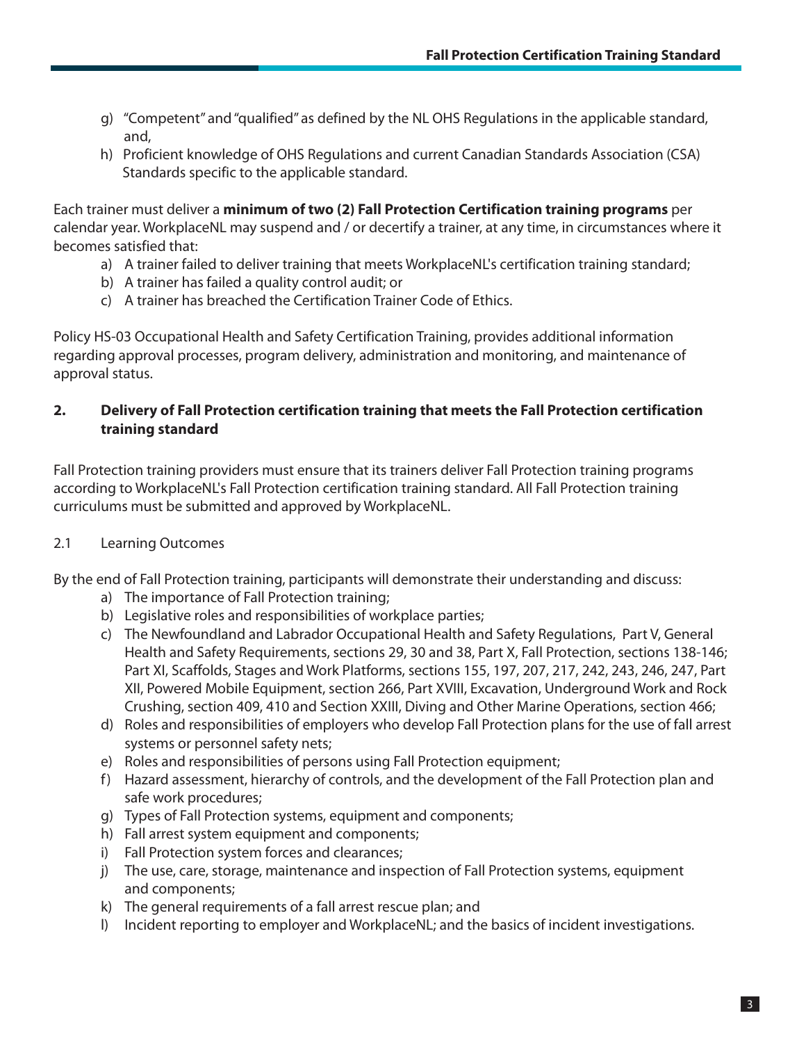g) "Competent" and "qualified" as defined by the NL OHS Regulations in the applicable standard, and,
h) Proficient knowledge of OHS Regulations and current Canadian Standards Association (CSA) Standards specific to the applicable standard.

Each trainer must deliver a **minimum of two (2) Fall Protection Certification training programs** per calendar year. WorkplaceNL may suspend and / or decertify a trainer, at any time, in circumstances where it becomes satisfied that:

a) A trainer failed to deliver training that meets WorkplaceNL's certification training standard;
b) A trainer has failed a quality control audit; or
c) A trainer has breached the Certification Trainer Code of Ethics.

Policy HS-03 Occupational Health and Safety Certification Training, provides additional information regarding approval processes, program delivery, administration and monitoring, and maintenance of approval status.

## 2. Delivery of Fall Protection certification training that meets the Fall Protection certification training standard

Fall Protection training providers must ensure that its trainers deliver Fall Protection training programs according to WorkplaceNL's Fall Protection certification training standard. All Fall Protection training curriculums must be submitted and approved by WorkplaceNL.

### 2.1 Learning Outcomes

By the end of Fall Protection training, participants will demonstrate their understanding and discuss:

a) The importance of Fall Protection training;
b) Legislative roles and responsibilities of workplace parties;
c) The Newfoundland and Labrador Occupational Health and Safety Regulations, Part V, General Health and Safety Requirements, sections 29, 30 and 38, Part X, Fall Protection, sections 138-146; Part XI, Scaffolds, Stages and Work Platforms, sections 155, 197, 207, 217, 242, 243, 246, 247, Part XII, Powered Mobile Equipment, section 266, Part XVIII, Excavation, Underground Work and Rock Crushing, section 409, 410 and Section XXIII, Diving and Other Marine Operations, section 466;
d) Roles and responsibilities of employers who develop Fall Protection plans for the use of fall arrest systems or personnel safety nets;
e) Roles and responsibilities of persons using Fall Protection equipment;
f) Hazard assessment, hierarchy of controls, and the development of the Fall Protection plan and safe work procedures;
g) Types of Fall Protection systems, equipment and components;
h) Fall arrest system equipment and components;
i) Fall Protection system forces and clearances;
j) The use, care, storage, maintenance and inspection of Fall Protection systems, equipment and components;
k) The general requirements of a fall arrest rescue plan; and
l) Incident reporting to employer and WorkplaceNL; and the basics of incident investigations.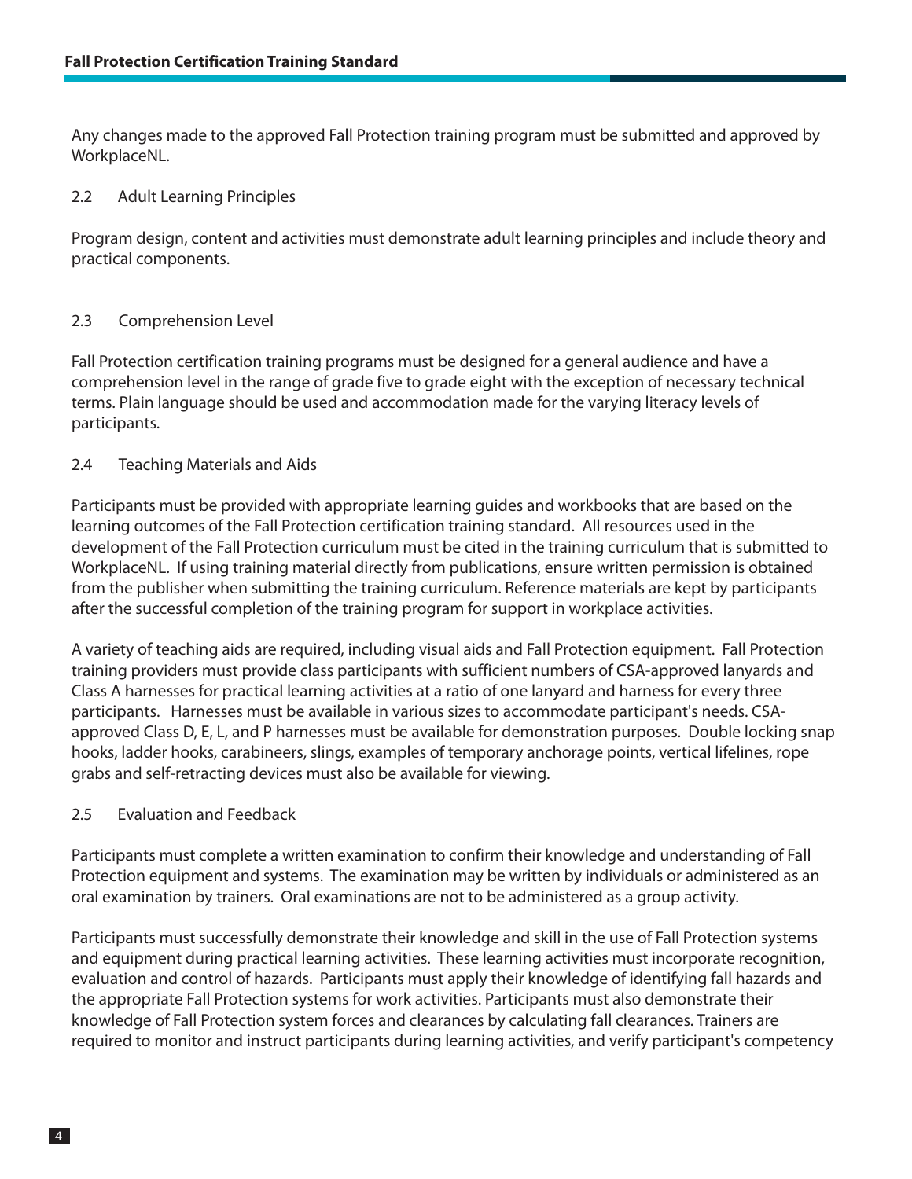Any changes made to the approved Fall Protection training program must be submitted and approved by WorkplaceNL.

### 2.2 Adult Learning Principles

Program design, content and activities must demonstrate adult learning principles and include theory and practical components.

### 2.3 Comprehension Level

Fall Protection certification training programs must be designed for a general audience and have a comprehension level in the range of grade five to grade eight with the exception of necessary technical terms. Plain language should be used and accommodation made for the varying literacy levels of participants.

### 2.4 Teaching Materials and Aids

Participants must be provided with appropriate learning guides and workbooks that are based on the learning outcomes of the Fall Protection certification training standard. All resources used in the development of the Fall Protection curriculum must be cited in the training curriculum that is submitted to WorkplaceNL. If using training material directly from publications, ensure written permission is obtained from the publisher when submitting the training curriculum. Reference materials are kept by participants after the successful completion of the training program for support in workplace activities.

A variety of teaching aids are required, including visual aids and Fall Protection equipment. Fall Protection training providers must provide class participants with sufficient numbers of CSA-approved lanyards and Class A harnesses for practical learning activities at a ratio of one lanyard and harness for every three participants. Harnesses must be available in various sizes to accommodate participant's needs. CSA-approved Class D, E, L, and P harnesses must be available for demonstration purposes. Double locking snap hooks, ladder hooks, carabineers, slings, examples of temporary anchorage points, vertical lifelines, rope grabs and self-retracting devices must also be available for viewing.

### 2.5 Evaluation and Feedback

Participants must complete a written examination to confirm their knowledge and understanding of Fall Protection equipment and systems. The examination may be written by individuals or administered as an oral examination by trainers. Oral examinations are not to be administered as a group activity.

Participants must successfully demonstrate their knowledge and skill in the use of Fall Protection systems and equipment during practical learning activities. These learning activities must incorporate recognition, evaluation and control of hazards. Participants must apply their knowledge of identifying fall hazards and the appropriate Fall Protection systems for work activities. Participants must also demonstrate their knowledge of Fall Protection system forces and clearances by calculating fall clearances. Trainers are required to monitor and instruct participants during learning activities, and verify participant's competency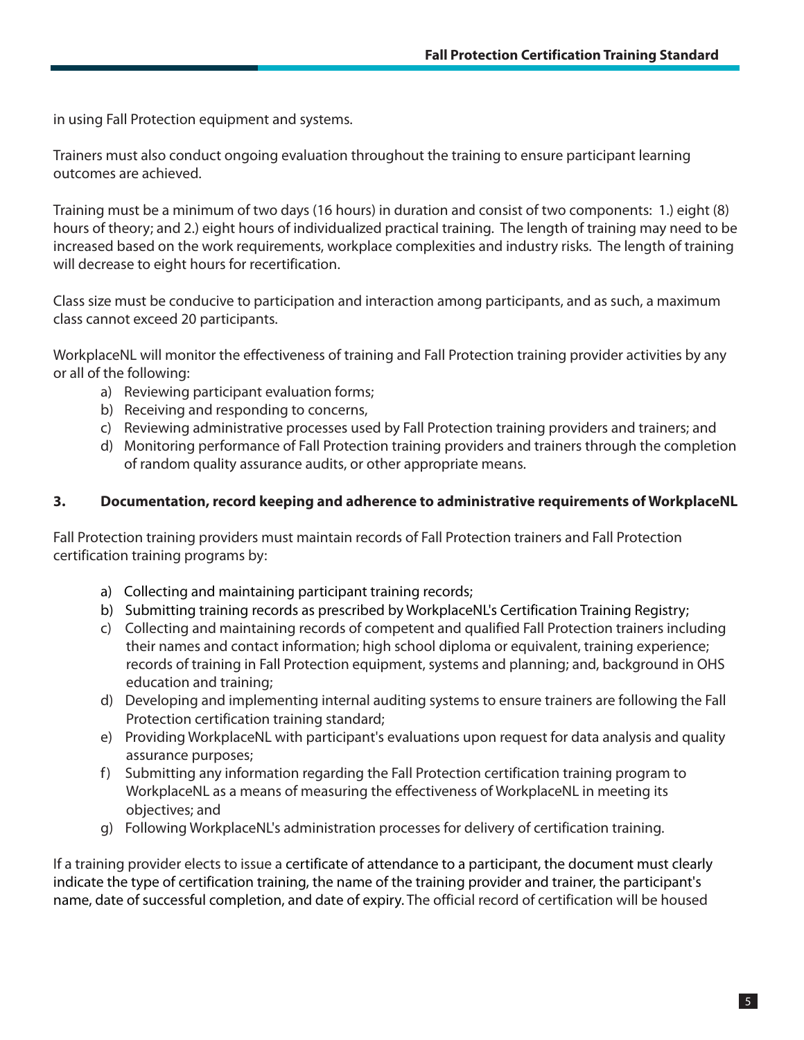in using Fall Protection equipment and systems.

Trainers must also conduct ongoing evaluation throughout the training to ensure participant learning outcomes are achieved.

Training must be a minimum of two days (16 hours) in duration and consist of two components: 1.) eight (8) hours of theory; and 2.) eight hours of individualized practical training. The length of training may need to be increased based on the work requirements, workplace complexities and industry risks. The length of training will decrease to eight hours for recertification.

Class size must be conducive to participation and interaction among participants, and as such, a maximum class cannot exceed 20 participants.

WorkplaceNL will monitor the effectiveness of training and Fall Protection training provider activities by any or all of the following:

a) Reviewing participant evaluation forms;
b) Receiving and responding to concerns,
c) Reviewing administrative processes used by Fall Protection training providers and trainers; and
d) Monitoring performance of Fall Protection training providers and trainers through the completion of random quality assurance audits, or other appropriate means.

### 3. Documentation, record keeping and adherence to administrative requirements of WorkplaceNL

Fall Protection training providers must maintain records of Fall Protection trainers and Fall Protection certification training programs by:

a) Collecting and maintaining participant training records;
b) Submitting training records as prescribed by WorkplaceNL's Certification Training Registry;
c) Collecting and maintaining records of competent and qualified Fall Protection trainers including their names and contact information; high school diploma or equivalent, training experience; records of training in Fall Protection equipment, systems and planning; and, background in OHS education and training;
d) Developing and implementing internal auditing systems to ensure trainers are following the Fall Protection certification training standard;
e) Providing WorkplaceNL with participant's evaluations upon request for data analysis and quality assurance purposes;
f) Submitting any information regarding the Fall Protection certification training program to WorkplaceNL as a means of measuring the effectiveness of WorkplaceNL in meeting its objectives; and
g) Following WorkplaceNL's administration processes for delivery of certification training.

If a training provider elects to issue a certificate of attendance to a participant, the document must clearly indicate the type of certification training, the name of the training provider and trainer, the participant's name, date of successful completion, and date of expiry. The official record of certification will be housed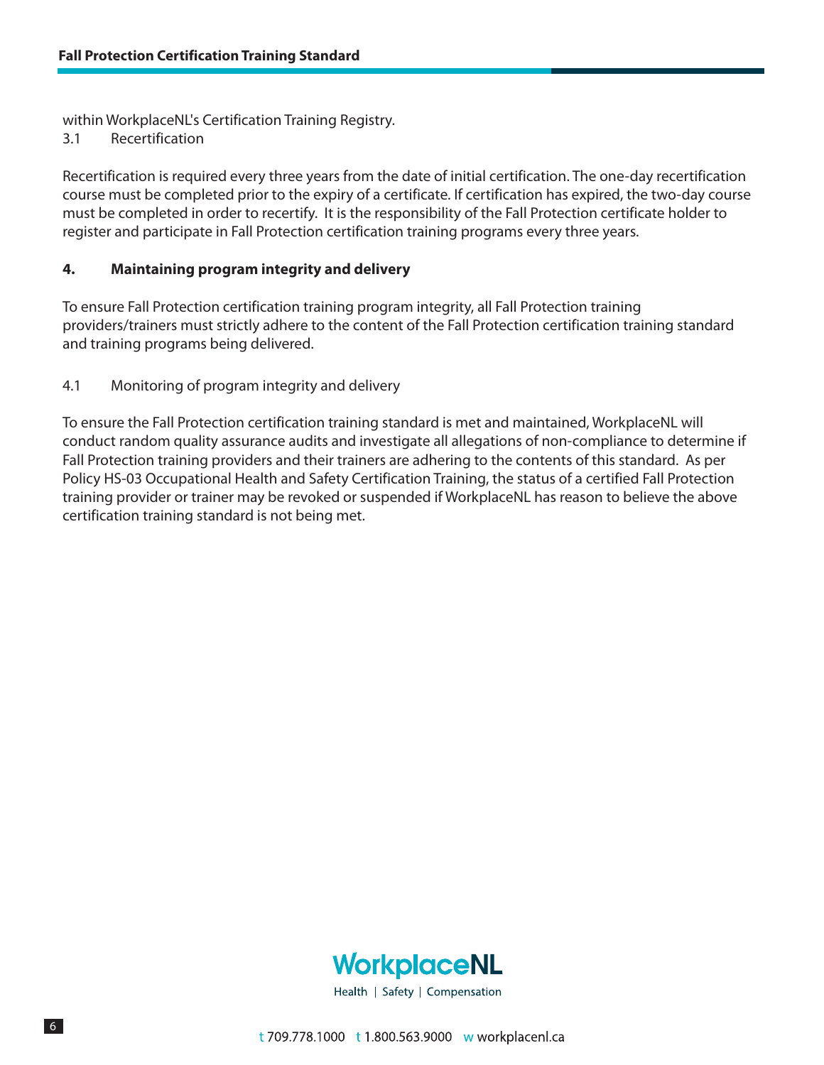within WorkplaceNL's Certification Training Registry.

### 3.1 Recertification

Recertification is required every three years from the date of initial certification. The one-day recertification course must be completed prior to the expiry of a certificate. If certification has expired, the two-day course must be completed in order to recertify. It is the responsibility of the Fall Protection certificate holder to register and participate in Fall Protection certification training programs every three years.

## 4. Maintaining program integrity and delivery

To ensure Fall Protection certification training program integrity, all Fall Protection training providers/trainers must strictly adhere to the content of the Fall Protection certification training standard and training programs being delivered.

### 4.1 Monitoring of program integrity and delivery

To ensure the Fall Protection certification training standard is met and maintained, WorkplaceNL will conduct random quality assurance audits and investigate all allegations of non-compliance to determine if Fall Protection training providers and their trainers are adhering to the contents of this standard. As per Policy HS-03 Occupational Health and Safety Certification Training, the status of a certified Fall Protection training provider or trainer may be revoked or suspended if WorkplaceNL has reason to believe the above certification training standard is not being met.